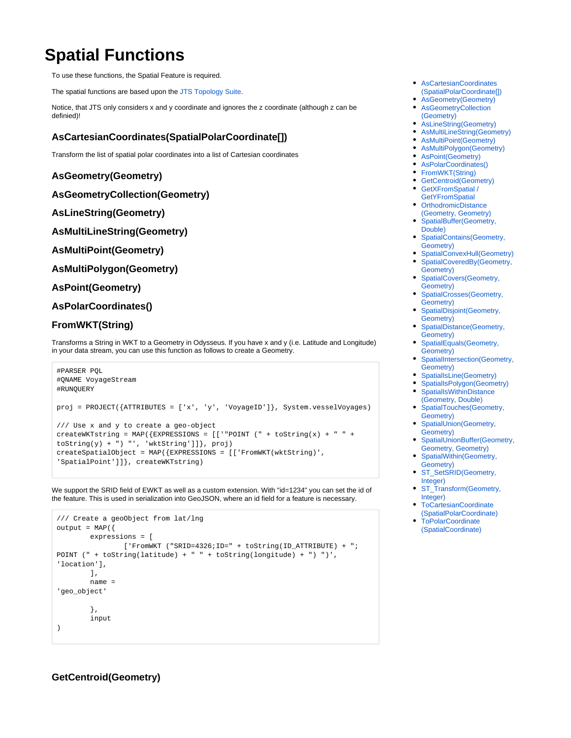# Spatial Functions

To use these functions, the Spatial Feature is required.

The spatial functions are based upon the JTS Topology Suite.

Notice, that JTS only considers x and y coordinate and ignores the z coordinate (although z can be definied)!

- AsCartesianCoordinates (SpatialPolarCoordinate[])
- AsGeometry(Geometry)
- AsGeometryCollection (Geometry)
- AsLineString(Geometry)
- AsMultiLineString(Geometry)
- AsMultiPoint(Geometry)
- AsMultiPolygon(Geometry)
- AsPoint(Geometry)
- AsPolarCoordinates()
- FromWKT(String)
- GetCentroid(Geometry)
- GetXFromSpatial / GetYFromSpatial
- OrthodromicDistance (Geometry, Geometry)
- SpatialBuffer(Geometry, Double)
- SpatialContains(Geometry, Geometry)
- SpatialConvexHull(Geometry)
- SpatialCoveredBy(Geometry, Geometry)
- SpatialCovers(Geometry, Geometry)
- SpatialCrosses(Geometry, Geometry)
- SpatialDisjoint(Geometry, Geometry)
- SpatialDistance(Geometry, Geometry)
- SpatialEquals(Geometry, Geometry)
- SpatialIntersection(Geometry, Geometry)
- SpatialIsLine(Geometry)
- SpatialIsPolygon(Geometry)
- SpatialIsWithinDistance (Geometry, Double)
- SpatialTouches(Geometry, Geometry)
- SpatialUnion(Geometry, Geometry)
- SpatialUnionBuffer(Geometry, Geometry, Geometry)
- SpatialWithin(Geometry, Geometry)
- ST_SetSRID(Geometry, Integer)
- ST_Transform(Geometry, Integer)
- ToCartesianCoordinate (SpatialPolarCoordinate)
- ToPolarCoordinate (SpatialCoordinate)

## AsCartesianCoordinates(SpatialPolarCoordinate[])

Transform the list of spatial polar coordinates into a list of Cartesian coordinates

## AsGeometry(Geometry)

## AsGeometryCollection(Geometry)

## AsLineString(Geometry)

## AsMultiLineString(Geometry)

## AsMultiPoint(Geometry)

## AsMultiPolygon(Geometry)

## AsPoint(Geometry)

## AsPolarCoordinates()

## FromWKT(String)

Transforms a String in WKT to a Geometry in Odysseus. If you have x and y (i.e. Latitude and Longitude) in your data stream, you can use this function as follows to create a Geometry.

```
#PARSER PQL
#QNAME VoyageStream
#RUNQUERY

proj = PROJECT({ATTRIBUTES = ['x', 'y', 'VoyageID']}, System.vesselVoyages)

/// Use x and y to create a geo-object
createWKTstring = MAP({EXPRESSIONS = [['"POINT (" + toString(x) + " " +
toString(y) + ") "', 'wktString']]}, proj)
createSpatialObject = MAP({EXPRESSIONS = [['FromWKT(wktString)',
'SpatialPoint']]}, createWKTstring)
```

We support the SRID field of EWKT as well as a custom extension. With "id=1234" you can set the id of the feature. This is used in serialization into GeoJSON, where an id field for a feature is necessary.

```
/// Create a geoObject from lat/lng
output = MAP({
        expressions = [
                ['FromWKT ("SRID=4326;ID=" + toString(ID_ATTRIBUTE) + ";
POINT (" + toString(latitude) + " " + toString(longitude) + ") ")',
'location'],
        ],
        name =
'geo_object'

        },
        input
)
```

## GetCentroid(Geometry)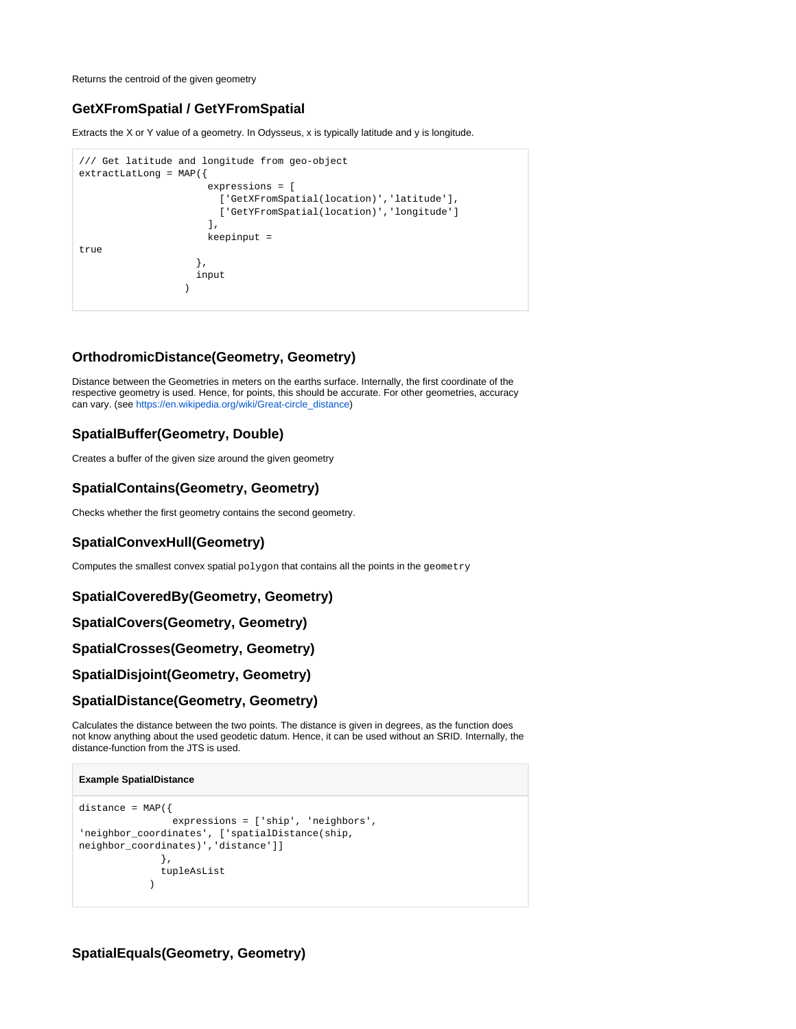Returns the centroid of the given geometry

## GetXFromSpatial / GetYFromSpatial

Extracts the X or Y value of a geometry. In Odysseus, x is typically latitude and y is longitude.

```
/// Get latitude and longitude from geo-object
extractLatLong = MAP({
                      expressions = [
                        ['GetXFromSpatial(location)','latitude'],
                        ['GetYFromSpatial(location)','longitude']
                      ],
                      keepinput =
true
                    },
                    input
                  )
```

## OrthodromicDistance(Geometry, Geometry)

Distance between the Geometries in meters on the earths surface. Internally, the first coordinate of the respective geometry is used. Hence, for points, this should be accurate. For other geometries, accuracy can vary. (see https://en.wikipedia.org/wiki/Great-circle_distance)

## SpatialBuffer(Geometry, Double)

Creates a buffer of the given size around the given geometry

## SpatialContains(Geometry, Geometry)

Checks whether the first geometry contains the second geometry.

## SpatialConvexHull(Geometry)

Computes the smallest convex spatial `polygon` that contains all the points in the `geometry`

## SpatialCoveredBy(Geometry, Geometry)

## SpatialCovers(Geometry, Geometry)

## SpatialCrosses(Geometry, Geometry)

## SpatialDisjoint(Geometry, Geometry)

## SpatialDistance(Geometry, Geometry)

Calculates the distance between the two points. The distance is given in degrees, as the function does not know anything about the used geodetic datum. Hence, it can be used without an SRID. Internally, the distance-function from the JTS is used.

**Example SpatialDistance**

```
distance = MAP({
                expressions = ['ship', 'neighbors',
'neighbor_coordinates', ['spatialDistance(ship,
neighbor_coordinates)','distance']]
              },
              tupleAsList
            )
```

## SpatialEquals(Geometry, Geometry)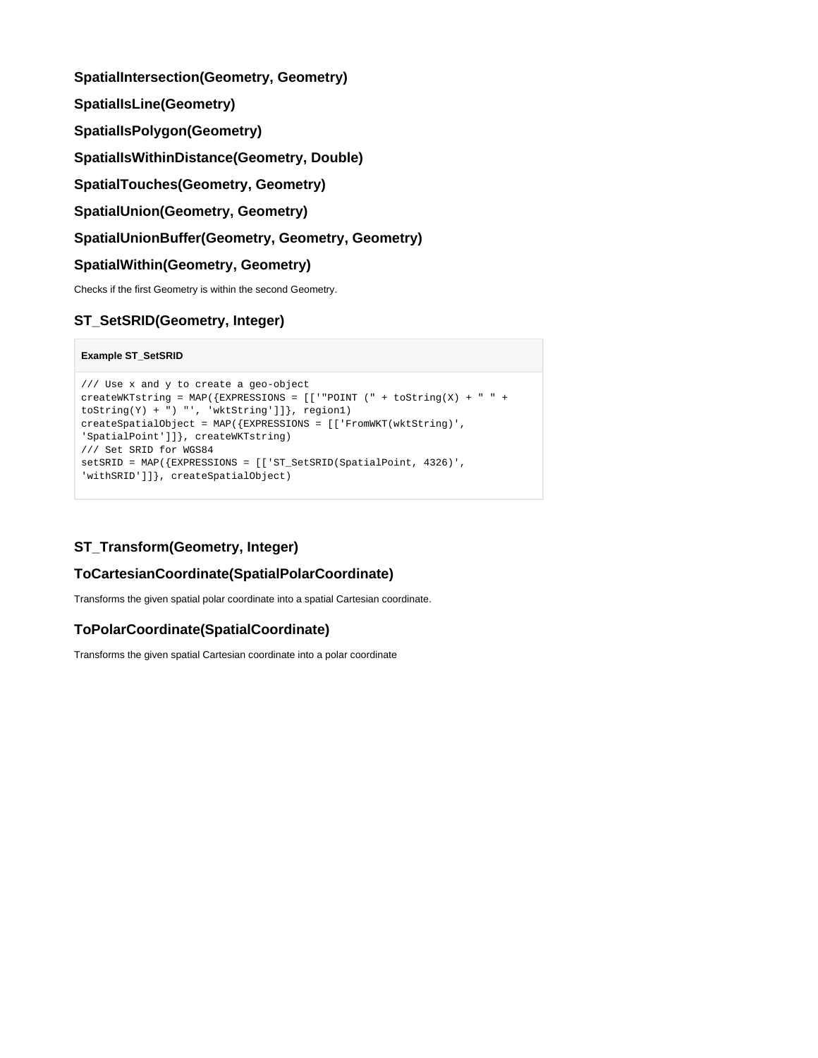### SpatialIntersection(Geometry, Geometry)

### SpatialIsLine(Geometry)

### SpatialIsPolygon(Geometry)

### SpatialIsWithinDistance(Geometry, Double)

### SpatialTouches(Geometry, Geometry)

### SpatialUnion(Geometry, Geometry)

### SpatialUnionBuffer(Geometry, Geometry, Geometry)

### SpatialWithin(Geometry, Geometry)

Checks if the first Geometry is within the second Geometry.

### ST_SetSRID(Geometry, Integer)

**Example ST_SetSRID**

```
/// Use x and y to create a geo-object
createWKTstring = MAP({EXPRESSIONS = [['"POINT (" + toString(X) + " " +
toString(Y) + ") "', 'wktString']]}, region1)
createSpatialObject = MAP({EXPRESSIONS = [['FromWKT(wktString)',
'SpatialPoint']]}, createWKTstring)
/// Set SRID for WGS84
setSRID = MAP({EXPRESSIONS = [['ST_SetSRID(SpatialPoint, 4326)',
'withSRID']]}, createSpatialObject)
```

### ST_Transform(Geometry, Integer)

### ToCartesianCoordinate(SpatialPolarCoordinate)

Transforms the given spatial polar coordinate into a spatial Cartesian coordinate.

### ToPolarCoordinate(SpatialCoordinate)

Transforms the given spatial Cartesian coordinate into a polar coordinate